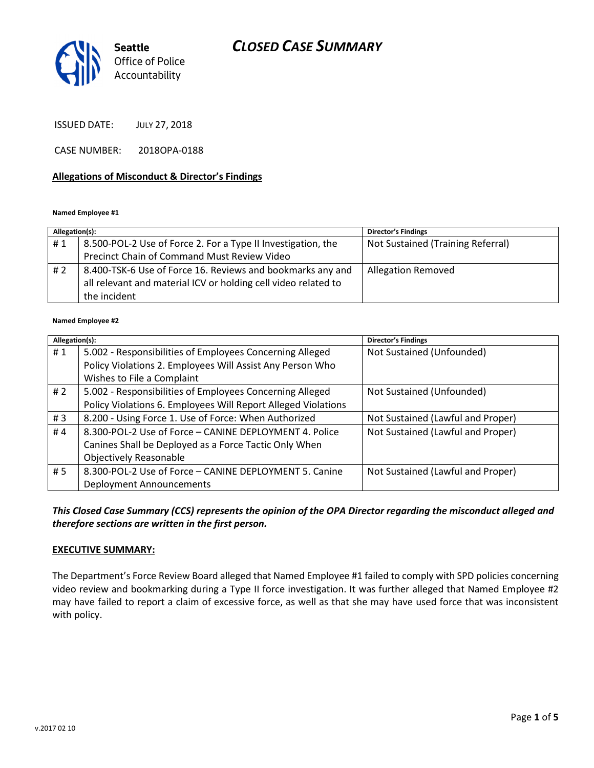Seattle Office of Police Accountability

# CLOSED CASE SUMMARY

ISSUED DATE: JULY 27, 2018

CASE NUMBER: 2018OPA-0188

**Allegations of Misconduct & Director's Findings**

**Named Employee #1**

| Allegation(s): | | Director's Findings |
|---|---|---|
| # 1 | 8.500-POL-2 Use of Force 2. For a Type II Investigation, the Precinct Chain of Command Must Review Video | Not Sustained (Training Referral) |
| # 2 | 8.400-TSK-6 Use of Force 16. Reviews and bookmarks any and all relevant and material ICV or holding cell video related to the incident | Allegation Removed |

**Named Employee #2**

| Allegation(s): | | Director's Findings |
|---|---|---|
| # 1 | 5.002 - Responsibilities of Employees Concerning Alleged Policy Violations 2. Employees Will Assist Any Person Who Wishes to File a Complaint | Not Sustained (Unfounded) |
| # 2 | 5.002 - Responsibilities of Employees Concerning Alleged Policy Violations 6. Employees Will Report Alleged Violations | Not Sustained (Unfounded) |
| # 3 | 8.200 - Using Force 1. Use of Force: When Authorized | Not Sustained (Lawful and Proper) |
| # 4 | 8.300-POL-2 Use of Force – CANINE DEPLOYMENT 4. Police Canines Shall be Deployed as a Force Tactic Only When Objectively Reasonable | Not Sustained (Lawful and Proper) |
| # 5 | 8.300-POL-2 Use of Force – CANINE DEPLOYMENT 5. Canine Deployment Announcements | Not Sustained (Lawful and Proper) |

***This Closed Case Summary (CCS) represents the opinion of the OPA Director regarding the misconduct alleged and therefore sections are written in the first person.***

**EXECUTIVE SUMMARY:**

The Department's Force Review Board alleged that Named Employee #1 failed to comply with SPD policies concerning video review and bookmarking during a Type II force investigation. It was further alleged that Named Employee #2 may have failed to report a claim of excessive force, as well as that she may have used force that was inconsistent with policy.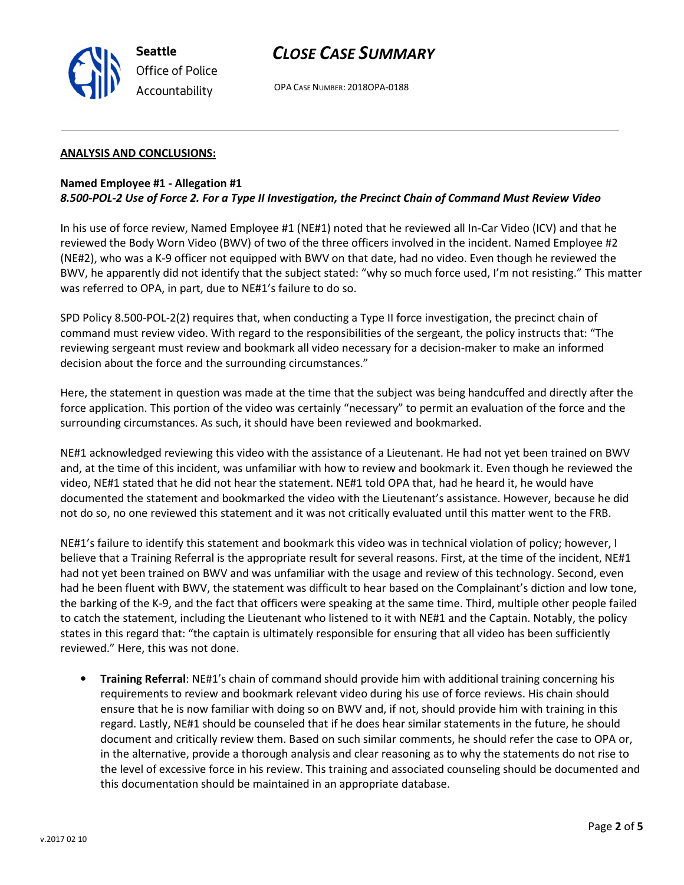**ANALYSIS AND CONCLUSIONS:**

**Named Employee #1 - Allegation #1**
***8.500-POL-2 Use of Force 2. For a Type II Investigation, the Precinct Chain of Command Must Review Video***

In his use of force review, Named Employee #1 (NE#1) noted that he reviewed all In-Car Video (ICV) and that he reviewed the Body Worn Video (BWV) of two of the three officers involved in the incident. Named Employee #2 (NE#2), who was a K-9 officer not equipped with BWV on that date, had no video. Even though he reviewed the BWV, he apparently did not identify that the subject stated: "why so much force used, I'm not resisting." This matter was referred to OPA, in part, due to NE#1's failure to do so.

SPD Policy 8.500-POL-2(2) requires that, when conducting a Type II force investigation, the precinct chain of command must review video. With regard to the responsibilities of the sergeant, the policy instructs that: "The reviewing sergeant must review and bookmark all video necessary for a decision-maker to make an informed decision about the force and the surrounding circumstances."

Here, the statement in question was made at the time that the subject was being handcuffed and directly after the force application. This portion of the video was certainly "necessary" to permit an evaluation of the force and the surrounding circumstances. As such, it should have been reviewed and bookmarked.

NE#1 acknowledged reviewing this video with the assistance of a Lieutenant. He had not yet been trained on BWV and, at the time of this incident, was unfamiliar with how to review and bookmark it. Even though he reviewed the video, NE#1 stated that he did not hear the statement. NE#1 told OPA that, had he heard it, he would have documented the statement and bookmarked the video with the Lieutenant's assistance. However, because he did not do so, no one reviewed this statement and it was not critically evaluated until this matter went to the FRB.

NE#1's failure to identify this statement and bookmark this video was in technical violation of policy; however, I believe that a Training Referral is the appropriate result for several reasons. First, at the time of the incident, NE#1 had not yet been trained on BWV and was unfamiliar with the usage and review of this technology. Second, even had he been fluent with BWV, the statement was difficult to hear based on the Complainant's diction and low tone, the barking of the K-9, and the fact that officers were speaking at the same time. Third, multiple other people failed to catch the statement, including the Lieutenant who listened to it with NE#1 and the Captain. Notably, the policy states in this regard that: "the captain is ultimately responsible for ensuring that all video has been sufficiently reviewed." Here, this was not done.

- **Training Referral**: NE#1's chain of command should provide him with additional training concerning his requirements to review and bookmark relevant video during his use of force reviews. His chain should ensure that he is now familiar with doing so on BWV and, if not, should provide him with training in this regard. Lastly, NE#1 should be counseled that if he does hear similar statements in the future, he should document and critically review them. Based on such similar comments, he should refer the case to OPA or, in the alternative, provide a thorough analysis and clear reasoning as to why the statements do not rise to the level of excessive force in his review. This training and associated counseling should be documented and this documentation should be maintained in an appropriate database.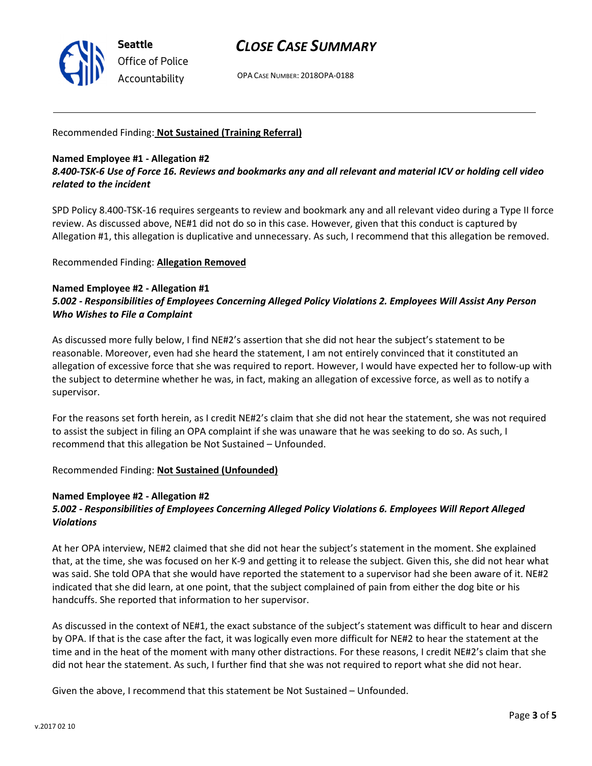Recommended Finding: **Not Sustained (Training Referral)**

**Named Employee #1 - Allegation #2**
***8.400-TSK-6 Use of Force 16. Reviews and bookmarks any and all relevant and material ICV or holding cell video related to the incident***

SPD Policy 8.400-TSK-16 requires sergeants to review and bookmark any and all relevant video during a Type II force review. As discussed above, NE#1 did not do so in this case. However, given that this conduct is captured by Allegation #1, this allegation is duplicative and unnecessary. As such, I recommend that this allegation be removed.

Recommended Finding: **Allegation Removed**

**Named Employee #2 - Allegation #1**
***5.002 - Responsibilities of Employees Concerning Alleged Policy Violations 2. Employees Will Assist Any Person Who Wishes to File a Complaint***

As discussed more fully below, I find NE#2's assertion that she did not hear the subject's statement to be reasonable. Moreover, even had she heard the statement, I am not entirely convinced that it constituted an allegation of excessive force that she was required to report. However, I would have expected her to follow-up with the subject to determine whether he was, in fact, making an allegation of excessive force, as well as to notify a supervisor.

For the reasons set forth herein, as I credit NE#2's claim that she did not hear the statement, she was not required to assist the subject in filing an OPA complaint if she was unaware that he was seeking to do so. As such, I recommend that this allegation be Not Sustained – Unfounded.

Recommended Finding: **Not Sustained (Unfounded)**

**Named Employee #2 - Allegation #2**
***5.002 - Responsibilities of Employees Concerning Alleged Policy Violations 6. Employees Will Report Alleged Violations***

At her OPA interview, NE#2 claimed that she did not hear the subject's statement in the moment. She explained that, at the time, she was focused on her K-9 and getting it to release the subject. Given this, she did not hear what was said. She told OPA that she would have reported the statement to a supervisor had she been aware of it. NE#2 indicated that she did learn, at one point, that the subject complained of pain from either the dog bite or his handcuffs. She reported that information to her supervisor.

As discussed in the context of NE#1, the exact substance of the subject's statement was difficult to hear and discern by OPA. If that is the case after the fact, it was logically even more difficult for NE#2 to hear the statement at the time and in the heat of the moment with many other distractions. For these reasons, I credit NE#2's claim that she did not hear the statement. As such, I further find that she was not required to report what she did not hear.

Given the above, I recommend that this statement be Not Sustained – Unfounded.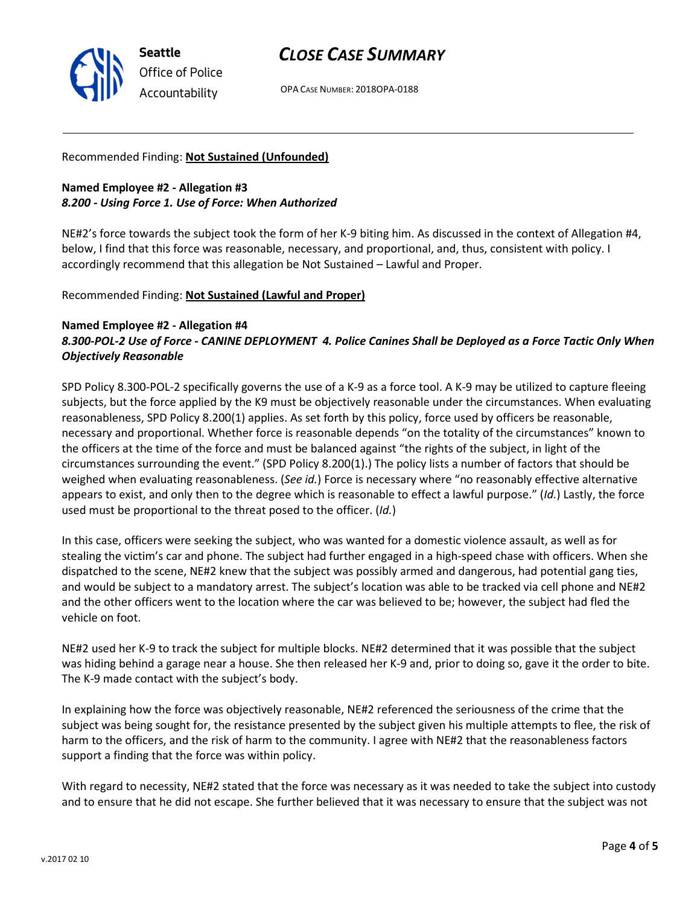Recommended Finding: **Not Sustained (Unfounded)**

**Named Employee #2 - Allegation #3**
***8.200 - Using Force 1. Use of Force: When Authorized***

NE#2's force towards the subject took the form of her K-9 biting him. As discussed in the context of Allegation #4, below, I find that this force was reasonable, necessary, and proportional, and, thus, consistent with policy. I accordingly recommend that this allegation be Not Sustained – Lawful and Proper.

Recommended Finding: **Not Sustained (Lawful and Proper)**

**Named Employee #2 - Allegation #4**
***8.300-POL-2 Use of Force - CANINE DEPLOYMENT 4. Police Canines Shall be Deployed as a Force Tactic Only When Objectively Reasonable***

SPD Policy 8.300-POL-2 specifically governs the use of a K-9 as a force tool. A K-9 may be utilized to capture fleeing subjects, but the force applied by the K9 must be objectively reasonable under the circumstances. When evaluating reasonableness, SPD Policy 8.200(1) applies. As set forth by this policy, force used by officers be reasonable, necessary and proportional. Whether force is reasonable depends "on the totality of the circumstances" known to the officers at the time of the force and must be balanced against "the rights of the subject, in light of the circumstances surrounding the event." (SPD Policy 8.200(1).) The policy lists a number of factors that should be weighed when evaluating reasonableness. (*See id.*) Force is necessary where "no reasonably effective alternative appears to exist, and only then to the degree which is reasonable to effect a lawful purpose." (*Id.*) Lastly, the force used must be proportional to the threat posed to the officer. (*Id.*)

In this case, officers were seeking the subject, who was wanted for a domestic violence assault, as well as for stealing the victim's car and phone. The subject had further engaged in a high-speed chase with officers. When she dispatched to the scene, NE#2 knew that the subject was possibly armed and dangerous, had potential gang ties, and would be subject to a mandatory arrest. The subject's location was able to be tracked via cell phone and NE#2 and the other officers went to the location where the car was believed to be; however, the subject had fled the vehicle on foot.

NE#2 used her K-9 to track the subject for multiple blocks. NE#2 determined that it was possible that the subject was hiding behind a garage near a house. She then released her K-9 and, prior to doing so, gave it the order to bite. The K-9 made contact with the subject's body.

In explaining how the force was objectively reasonable, NE#2 referenced the seriousness of the crime that the subject was being sought for, the resistance presented by the subject given his multiple attempts to flee, the risk of harm to the officers, and the risk of harm to the community. I agree with NE#2 that the reasonableness factors support a finding that the force was within policy.

With regard to necessity, NE#2 stated that the force was necessary as it was needed to take the subject into custody and to ensure that he did not escape. She further believed that it was necessary to ensure that the subject was not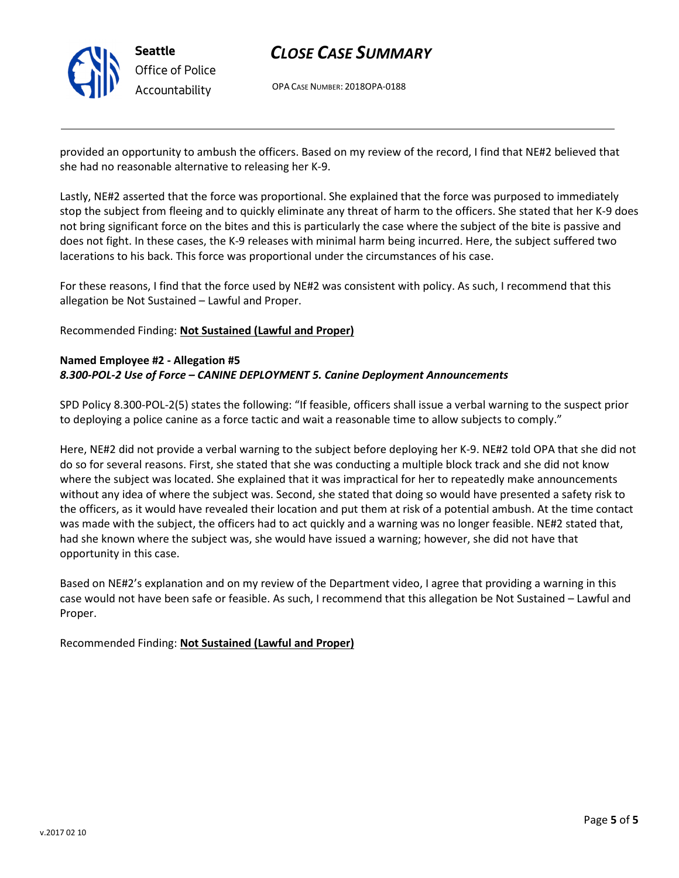provided an opportunity to ambush the officers. Based on my review of the record, I find that NE#2 believed that she had no reasonable alternative to releasing her K-9.

Lastly, NE#2 asserted that the force was proportional. She explained that the force was purposed to immediately stop the subject from fleeing and to quickly eliminate any threat of harm to the officers. She stated that her K-9 does not bring significant force on the bites and this is particularly the case where the subject of the bite is passive and does not fight. In these cases, the K-9 releases with minimal harm being incurred. Here, the subject suffered two lacerations to his back. This force was proportional under the circumstances of his case.

For these reasons, I find that the force used by NE#2 was consistent with policy. As such, I recommend that this allegation be Not Sustained – Lawful and Proper.

Recommended Finding: **Not Sustained (Lawful and Proper)**

**Named Employee #2 - Allegation #5**
***8.300-POL-2 Use of Force – CANINE DEPLOYMENT 5. Canine Deployment Announcements***

SPD Policy 8.300-POL-2(5) states the following: "If feasible, officers shall issue a verbal warning to the suspect prior to deploying a police canine as a force tactic and wait a reasonable time to allow subjects to comply."

Here, NE#2 did not provide a verbal warning to the subject before deploying her K-9. NE#2 told OPA that she did not do so for several reasons. First, she stated that she was conducting a multiple block track and she did not know where the subject was located. She explained that it was impractical for her to repeatedly make announcements without any idea of where the subject was. Second, she stated that doing so would have presented a safety risk to the officers, as it would have revealed their location and put them at risk of a potential ambush. At the time contact was made with the subject, the officers had to act quickly and a warning was no longer feasible. NE#2 stated that, had she known where the subject was, she would have issued a warning; however, she did not have that opportunity in this case.

Based on NE#2's explanation and on my review of the Department video, I agree that providing a warning in this case would not have been safe or feasible. As such, I recommend that this allegation be Not Sustained – Lawful and Proper.

Recommended Finding: **Not Sustained (Lawful and Proper)**